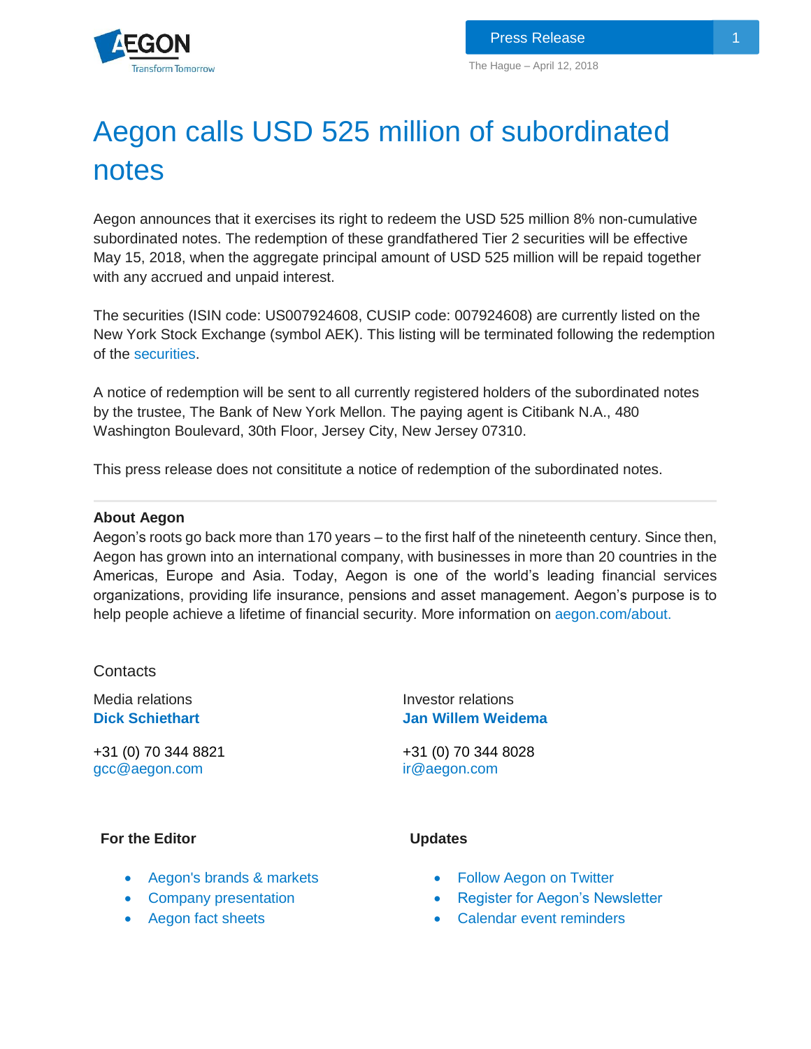Press Release

The Hague – April 12, 2018

# Aegon calls USD 525 million of subordinated notes

Aegon announces that it exercises its right to redeem the USD 525 million 8% non-cumulative subordinated notes. The redemption of these grandfathered Tier 2 securities will be effective May 15, 2018, when the aggregate principal amount of USD 525 million will be repaid together with any accrued and unpaid interest.

The securities (ISIN code: US007924608, CUSIP code: 007924608) are currently listed on the New York Stock Exchange (symbol AEK). This listing will be terminated following the redemption of the securities.

A notice of redemption will be sent to all currently registered holders of the subordinated notes by the trustee, The Bank of New York Mellon. The paying agent is Citibank N.A., 480 Washington Boulevard, 30th Floor, Jersey City, New Jersey 07310.

This press release does not consititute a notice of redemption of the subordinated notes.

---

**About Aegon**

Aegon's roots go back more than 170 years – to the first half of the nineteenth century. Since then, Aegon has grown into an international company, with businesses in more than 20 countries in the Americas, Europe and Asia. Today, Aegon is one of the world's leading financial services organizations, providing life insurance, pensions and asset management. Aegon's purpose is to help people achieve a lifetime of financial security. More information on aegon.com/about.

Contacts

Media relations
**Dick Schiethart**

+31 (0) 70 344 8821
gcc@aegon.com

Investor relations
**Jan Willem Weidema**

+31 (0) 70 344 8028
ir@aegon.com

**For the Editor**

- Aegon's brands & markets
- Company presentation
- Aegon fact sheets

**Updates**

- Follow Aegon on Twitter
- Register for Aegon's Newsletter
- Calendar event reminders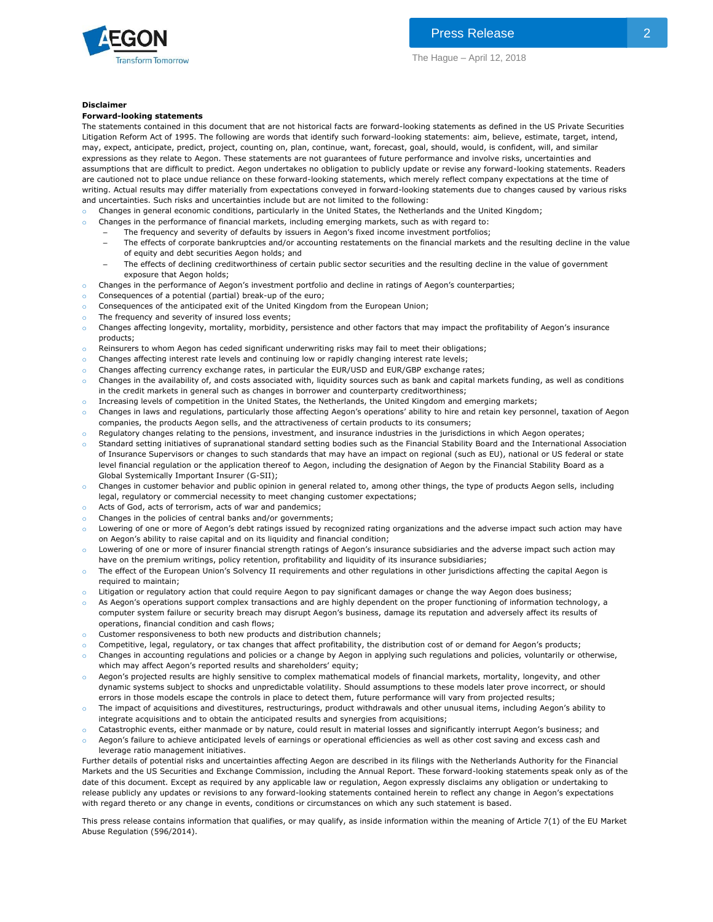**Disclaimer**

**Forward-looking statements**

The statements contained in this document that are not historical facts are forward-looking statements as defined in the US Private Securities Litigation Reform Act of 1995. The following are words that identify such forward-looking statements: aim, believe, estimate, target, intend, may, expect, anticipate, predict, project, counting on, plan, continue, want, forecast, goal, should, would, is confident, will, and similar expressions as they relate to Aegon. These statements are not guarantees of future performance and involve risks, uncertainties and assumptions that are difficult to predict. Aegon undertakes no obligation to publicly update or revise any forward-looking statements. Readers are cautioned not to place undue reliance on these forward-looking statements, which merely reflect company expectations at the time of writing. Actual results may differ materially from expectations conveyed in forward-looking statements due to changes caused by various risks and uncertainties. Such risks and uncertainties include but are not limited to the following:

- Changes in general economic conditions, particularly in the United States, the Netherlands and the United Kingdom;
- Changes in the performance of financial markets, including emerging markets, such as with regard to:
  - The frequency and severity of defaults by issuers in Aegon's fixed income investment portfolios;
  - The effects of corporate bankruptcies and/or accounting restatements on the financial markets and the resulting decline in the value of equity and debt securities Aegon holds; and
  - The effects of declining creditworthiness of certain public sector securities and the resulting decline in the value of government exposure that Aegon holds;
- Changes in the performance of Aegon's investment portfolio and decline in ratings of Aegon's counterparties;
- Consequences of a potential (partial) break-up of the euro;
- Consequences of the anticipated exit of the United Kingdom from the European Union;
- The frequency and severity of insured loss events;
- Changes affecting longevity, mortality, morbidity, persistence and other factors that may impact the profitability of Aegon's insurance products;
- Reinsurers to whom Aegon has ceded significant underwriting risks may fail to meet their obligations;
- Changes affecting interest rate levels and continuing low or rapidly changing interest rate levels;
- Changes affecting currency exchange rates, in particular the EUR/USD and EUR/GBP exchange rates;
- Changes in the availability of, and costs associated with, liquidity sources such as bank and capital markets funding, as well as conditions in the credit markets in general such as changes in borrower and counterparty creditworthiness;
- Increasing levels of competition in the United States, the Netherlands, the United Kingdom and emerging markets;
- Changes in laws and regulations, particularly those affecting Aegon's operations' ability to hire and retain key personnel, taxation of Aegon companies, the products Aegon sells, and the attractiveness of certain products to its consumers;
- Regulatory changes relating to the pensions, investment, and insurance industries in the jurisdictions in which Aegon operates;
- Standard setting initiatives of supranational standard setting bodies such as the Financial Stability Board and the International Association of Insurance Supervisors or changes to such standards that may have an impact on regional (such as EU), national or US federal or state level financial regulation or the application thereof to Aegon, including the designation of Aegon by the Financial Stability Board as a Global Systemically Important Insurer (G-SII);
- Changes in customer behavior and public opinion in general related to, among other things, the type of products Aegon sells, including legal, regulatory or commercial necessity to meet changing customer expectations;
- Acts of God, acts of terrorism, acts of war and pandemics;
- Changes in the policies of central banks and/or governments;
- Lowering of one or more of Aegon's debt ratings issued by recognized rating organizations and the adverse impact such action may have on Aegon's ability to raise capital and on its liquidity and financial condition;
- Lowering of one or more of insurer financial strength ratings of Aegon's insurance subsidiaries and the adverse impact such action may have on the premium writings, policy retention, profitability and liquidity of its insurance subsidiaries;
- The effect of the European Union's Solvency II requirements and other regulations in other jurisdictions affecting the capital Aegon is required to maintain;
- Litigation or regulatory action that could require Aegon to pay significant damages or change the way Aegon does business;
- As Aegon's operations support complex transactions and are highly dependent on the proper functioning of information technology, a computer system failure or security breach may disrupt Aegon's business, damage its reputation and adversely affect its results of operations, financial condition and cash flows;
- Customer responsiveness to both new products and distribution channels;
- Competitive, legal, regulatory, or tax changes that affect profitability, the distribution cost of or demand for Aegon's products;
- Changes in accounting regulations and policies or a change by Aegon in applying such regulations and policies, voluntarily or otherwise, which may affect Aegon's reported results and shareholders' equity;
- Aegon's projected results are highly sensitive to complex mathematical models of financial markets, mortality, longevity, and other dynamic systems subject to shocks and unpredictable volatility. Should assumptions to these models later prove incorrect, or should errors in those models escape the controls in place to detect them, future performance will vary from projected results;
- The impact of acquisitions and divestitures, restructurings, product withdrawals and other unusual items, including Aegon's ability to integrate acquisitions and to obtain the anticipated results and synergies from acquisitions;
- Catastrophic events, either manmade or by nature, could result in material losses and significantly interrupt Aegon's business; and
- Aegon's failure to achieve anticipated levels of earnings or operational efficiencies as well as other cost saving and excess cash and leverage ratio management initiatives.

Further details of potential risks and uncertainties affecting Aegon are described in its filings with the Netherlands Authority for the Financial Markets and the US Securities and Exchange Commission, including the Annual Report. These forward-looking statements speak only as of the date of this document. Except as required by any applicable law or regulation, Aegon expressly disclaims any obligation or undertaking to release publicly any updates or revisions to any forward-looking statements contained herein to reflect any change in Aegon's expectations with regard thereto or any change in events, conditions or circumstances on which any such statement is based.

This press release contains information that qualifies, or may qualify, as inside information within the meaning of Article 7(1) of the EU Market Abuse Regulation (596/2014).